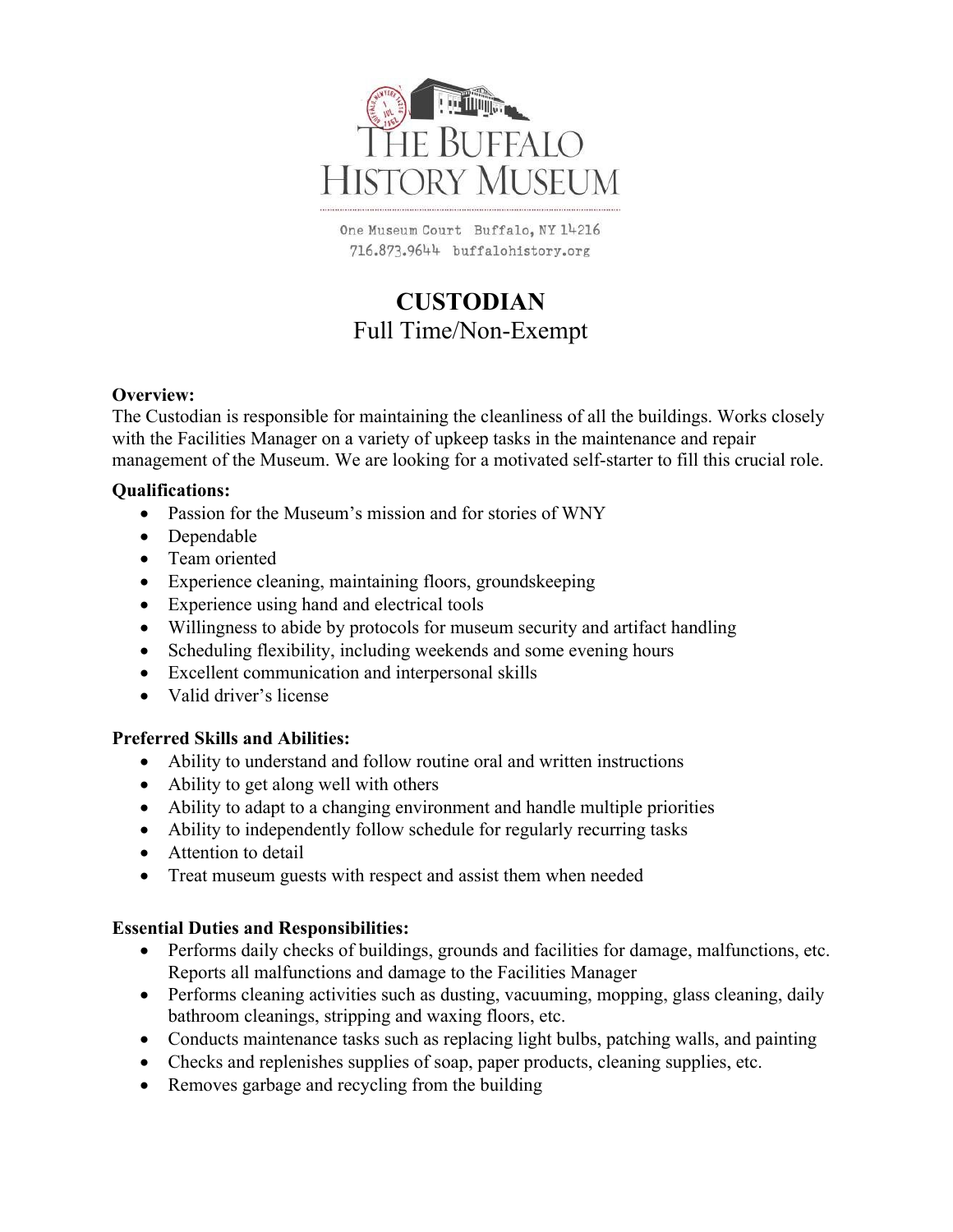# THE BUFFALO HISTORY MUSEUM

One Museum Court Buffalo, NY 14216
716.873.9644 buffalohistory.org

## CUSTODIAN

Full Time/Non-Exempt

**Overview:**
The Custodian is responsible for maintaining the cleanliness of all the buildings. Works closely with the Facilities Manager on a variety of upkeep tasks in the maintenance and repair management of the Museum. We are looking for a motivated self-starter to fill this crucial role.

**Qualifications:**

- Passion for the Museum's mission and for stories of WNY
- Dependable
- Team oriented
- Experience cleaning, maintaining floors, groundskeeping
- Experience using hand and electrical tools
- Willingness to abide by protocols for museum security and artifact handling
- Scheduling flexibility, including weekends and some evening hours
- Excellent communication and interpersonal skills
- Valid driver's license

**Preferred Skills and Abilities:**

- Ability to understand and follow routine oral and written instructions
- Ability to get along well with others
- Ability to adapt to a changing environment and handle multiple priorities
- Ability to independently follow schedule for regularly recurring tasks
- Attention to detail
- Treat museum guests with respect and assist them when needed

**Essential Duties and Responsibilities:**

- Performs daily checks of buildings, grounds and facilities for damage, malfunctions, etc. Reports all malfunctions and damage to the Facilities Manager
- Performs cleaning activities such as dusting, vacuuming, mopping, glass cleaning, daily bathroom cleanings, stripping and waxing floors, etc.
- Conducts maintenance tasks such as replacing light bulbs, patching walls, and painting
- Checks and replenishes supplies of soap, paper products, cleaning supplies, etc.
- Removes garbage and recycling from the building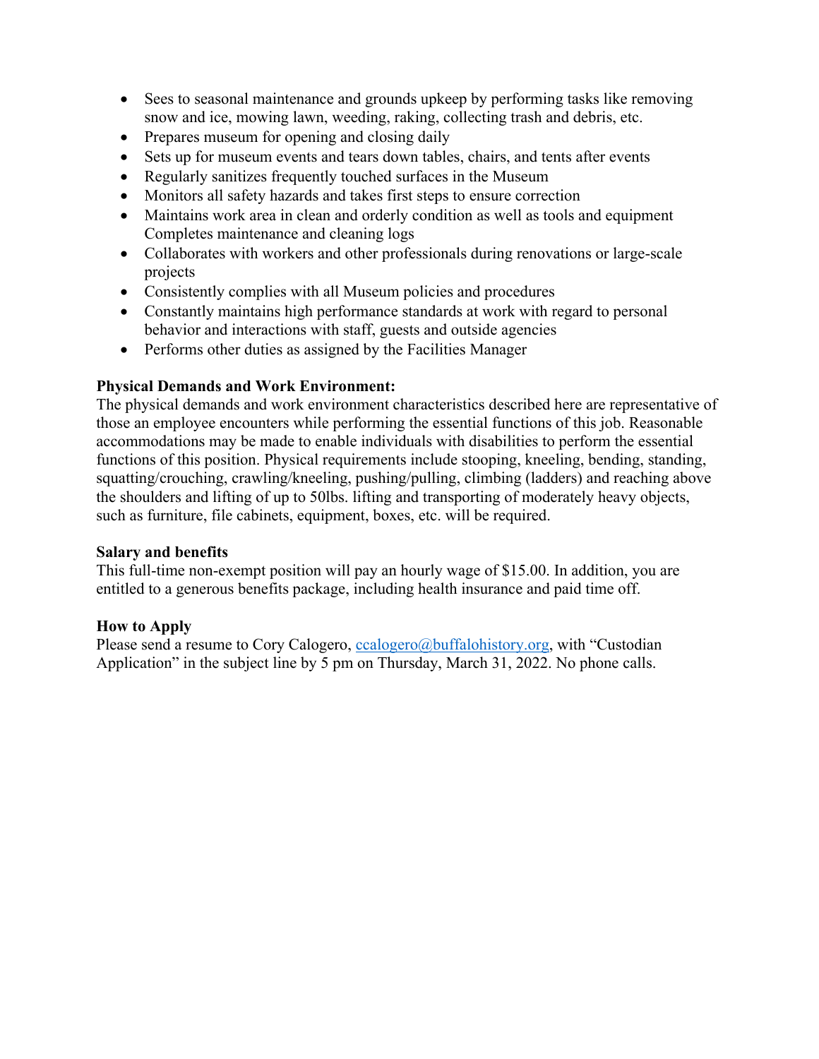- Sees to seasonal maintenance and grounds upkeep by performing tasks like removing snow and ice, mowing lawn, weeding, raking, collecting trash and debris, etc.
- Prepares museum for opening and closing daily
- Sets up for museum events and tears down tables, chairs, and tents after events
- Regularly sanitizes frequently touched surfaces in the Museum
- Monitors all safety hazards and takes first steps to ensure correction
- Maintains work area in clean and orderly condition as well as tools and equipment Completes maintenance and cleaning logs
- Collaborates with workers and other professionals during renovations or large-scale projects
- Consistently complies with all Museum policies and procedures
- Constantly maintains high performance standards at work with regard to personal behavior and interactions with staff, guests and outside agencies
- Performs other duties as assigned by the Facilities Manager

**Physical Demands and Work Environment:**
The physical demands and work environment characteristics described here are representative of those an employee encounters while performing the essential functions of this job. Reasonable accommodations may be made to enable individuals with disabilities to perform the essential functions of this position. Physical requirements include stooping, kneeling, bending, standing, squatting/crouching, crawling/kneeling, pushing/pulling, climbing (ladders) and reaching above the shoulders and lifting of up to 50lbs. lifting and transporting of moderately heavy objects, such as furniture, file cabinets, equipment, boxes, etc. will be required.

**Salary and benefits**
This full-time non-exempt position will pay an hourly wage of $15.00. In addition, you are entitled to a generous benefits package, including health insurance and paid time off.

**How to Apply**
Please send a resume to Cory Calogero, ccalogero@buffalohistory.org, with "Custodian Application" in the subject line by 5 pm on Thursday, March 31, 2022. No phone calls.